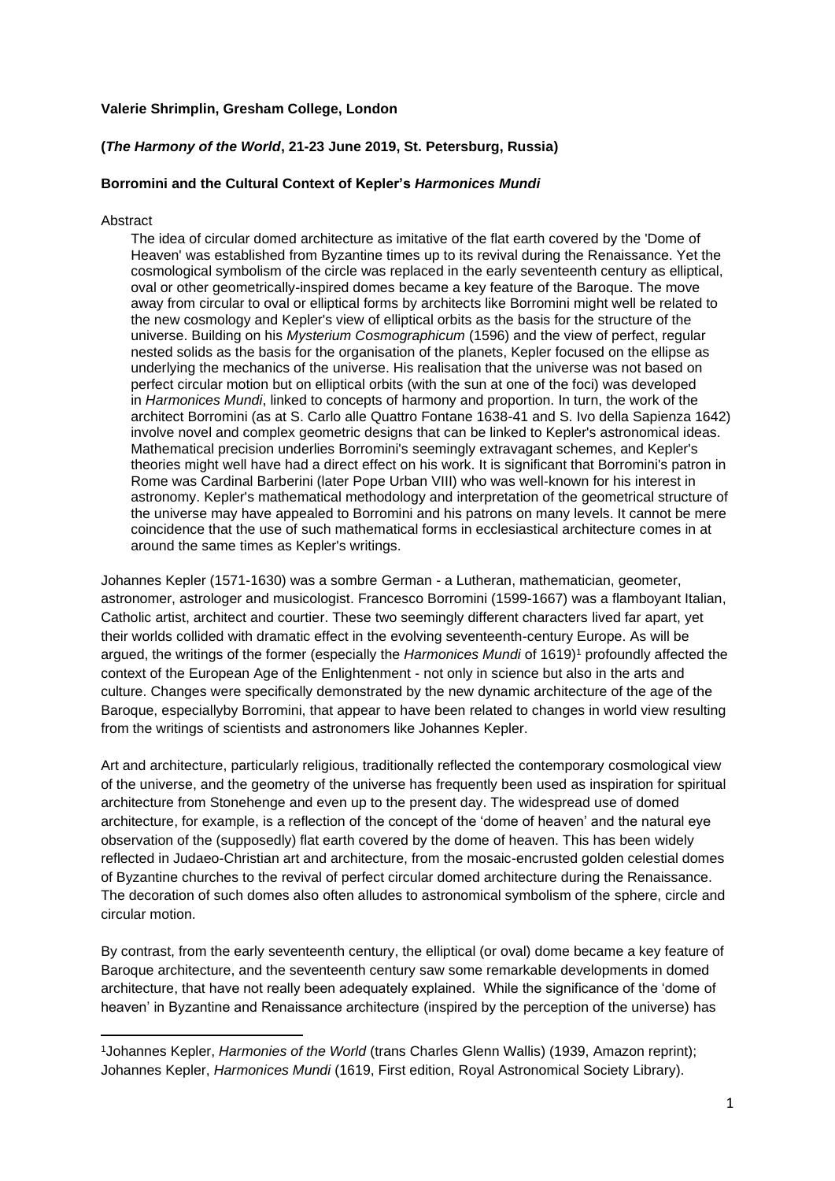**Valerie Shrimplin, Gresham College, London**

**(*The Harmony of the World*, 21-23 June 2019, St. Petersburg, Russia)**

**Borromini and the Cultural Context of Kepler's *Harmonices Mundi***

Abstract

The idea of circular domed architecture as imitative of the flat earth covered by the 'Dome of Heaven' was established from Byzantine times up to its revival during the Renaissance. Yet the cosmological symbolism of the circle was replaced in the early seventeenth century as elliptical, oval or other geometrically-inspired domes became a key feature of the Baroque. The move away from circular to oval or elliptical forms by architects like Borromini might well be related to the new cosmology and Kepler's view of elliptical orbits as the basis for the structure of the universe. Building on his *Mysterium Cosmographicum* (1596) and the view of perfect, regular nested solids as the basis for the organisation of the planets, Kepler focused on the ellipse as underlying the mechanics of the universe. His realisation that the universe was not based on perfect circular motion but on elliptical orbits (with the sun at one of the foci) was developed in *Harmonices Mundi*, linked to concepts of harmony and proportion. In turn, the work of the architect Borromini (as at S. Carlo alle Quattro Fontane 1638-41 and S. Ivo della Sapienza 1642) involve novel and complex geometric designs that can be linked to Kepler's astronomical ideas. Mathematical precision underlies Borromini's seemingly extravagant schemes, and Kepler's theories might well have had a direct effect on his work. It is significant that Borromini's patron in Rome was Cardinal Barberini (later Pope Urban VIII) who was well-known for his interest in astronomy. Kepler's mathematical methodology and interpretation of the geometrical structure of the universe may have appealed to Borromini and his patrons on many levels. It cannot be mere coincidence that the use of such mathematical forms in ecclesiastical architecture comes in at around the same times as Kepler's writings.

Johannes Kepler (1571-1630) was a sombre German - a Lutheran, mathematician, geometer, astronomer, astrologer and musicologist. Francesco Borromini (1599-1667) was a flamboyant Italian, Catholic artist, architect and courtier. These two seemingly different characters lived far apart, yet their worlds collided with dramatic effect in the evolving seventeenth-century Europe. As will be argued, the writings of the former (especially the *Harmonices Mundi* of 1619)[1] profoundly affected the context of the European Age of the Enlightenment - not only in science but also in the arts and culture. Changes were specifically demonstrated by the new dynamic architecture of the age of the Baroque, especiallyby Borromini, that appear to have been related to changes in world view resulting from the writings of scientists and astronomers like Johannes Kepler.

Art and architecture, particularly religious, traditionally reflected the contemporary cosmological view of the universe, and the geometry of the universe has frequently been used as inspiration for spiritual architecture from Stonehenge and even up to the present day. The widespread use of domed architecture, for example, is a reflection of the concept of the 'dome of heaven' and the natural eye observation of the (supposedly) flat earth covered by the dome of heaven. This has been widely reflected in Judaeo-Christian art and architecture, from the mosaic-encrusted golden celestial domes of Byzantine churches to the revival of perfect circular domed architecture during the Renaissance. The decoration of such domes also often alludes to astronomical symbolism of the sphere, circle and circular motion.

By contrast, from the early seventeenth century, the elliptical (or oval) dome became a key feature of Baroque architecture, and the seventeenth century saw some remarkable developments in domed architecture, that have not really been adequately explained. While the significance of the 'dome of heaven' in Byzantine and Renaissance architecture (inspired by the perception of the universe) has

[1] Johannes Kepler, *Harmonies of the World* (trans Charles Glenn Wallis) (1939, Amazon reprint); Johannes Kepler, *Harmonices Mundi* (1619, First edition, Royal Astronomical Society Library).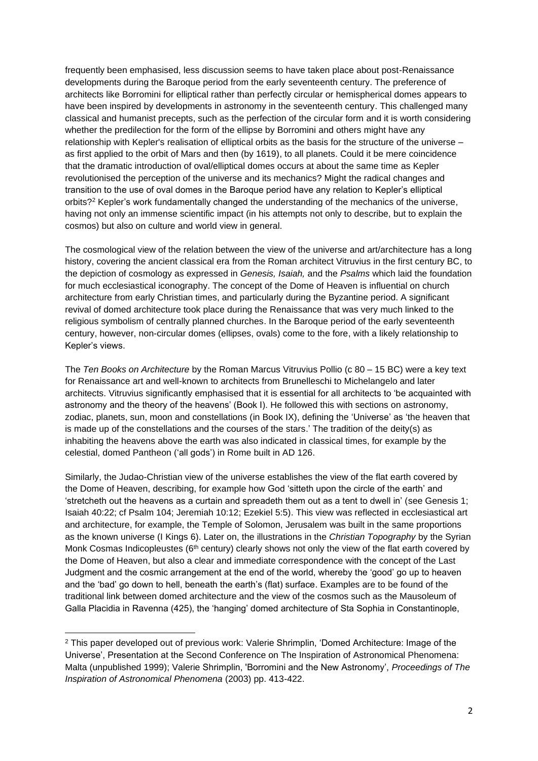frequently been emphasised, less discussion seems to have taken place about post-Renaissance developments during the Baroque period from the early seventeenth century. The preference of architects like Borromini for elliptical rather than perfectly circular or hemispherical domes appears to have been inspired by developments in astronomy in the seventeenth century. This challenged many classical and humanist precepts, such as the perfection of the circular form and it is worth considering whether the predilection for the form of the ellipse by Borromini and others might have any relationship with Kepler's realisation of elliptical orbits as the basis for the structure of the universe – as first applied to the orbit of Mars and then (by 1619), to all planets. Could it be mere coincidence that the dramatic introduction of oval/elliptical domes occurs at about the same time as Kepler revolutionised the perception of the universe and its mechanics? Might the radical changes and transition to the use of oval domes in the Baroque period have any relation to Kepler's elliptical orbits?[2] Kepler's work fundamentally changed the understanding of the mechanics of the universe, having not only an immense scientific impact (in his attempts not only to describe, but to explain the cosmos) but also on culture and world view in general.

The cosmological view of the relation between the view of the universe and art/architecture has a long history, covering the ancient classical era from the Roman architect Vitruvius in the first century BC, to the depiction of cosmology as expressed in *Genesis, Isaiah,* and the *Psalms* which laid the foundation for much ecclesiastical iconography. The concept of the Dome of Heaven is influential on church architecture from early Christian times, and particularly during the Byzantine period. A significant revival of domed architecture took place during the Renaissance that was very much linked to the religious symbolism of centrally planned churches. In the Baroque period of the early seventeenth century, however, non-circular domes (ellipses, ovals) come to the fore, with a likely relationship to Kepler's views.

The *Ten Books on Architecture* by the Roman Marcus Vitruvius Pollio (c 80 – 15 BC) were a key text for Renaissance art and well-known to architects from Brunelleschi to Michelangelo and later architects. Vitruvius significantly emphasised that it is essential for all architects to 'be acquainted with astronomy and the theory of the heavens' (Book I). He followed this with sections on astronomy, zodiac, planets, sun, moon and constellations (in Book IX), defining the 'Universe' as 'the heaven that is made up of the constellations and the courses of the stars.' The tradition of the deity(s) as inhabiting the heavens above the earth was also indicated in classical times, for example by the celestial, domed Pantheon ('all gods') in Rome built in AD 126.

Similarly, the Judao-Christian view of the universe establishes the view of the flat earth covered by the Dome of Heaven, describing, for example how God 'sitteth upon the circle of the earth' and 'stretcheth out the heavens as a curtain and spreadeth them out as a tent to dwell in' (see Genesis 1; Isaiah 40:22; cf Psalm 104; Jeremiah 10:12; Ezekiel 5:5). This view was reflected in ecclesiastical art and architecture, for example, the Temple of Solomon, Jerusalem was built in the same proportions as the known universe (I Kings 6). Later on, the illustrations in the *Christian Topography* by the Syrian Monk Cosmas Indicopleustes (6th century) clearly shows not only the view of the flat earth covered by the Dome of Heaven, but also a clear and immediate correspondence with the concept of the Last Judgment and the cosmic arrangement at the end of the world, whereby the 'good' go up to heaven and the 'bad' go down to hell, beneath the earth's (flat) surface. Examples are to be found of the traditional link between domed architecture and the view of the cosmos such as the Mausoleum of Galla Placidia in Ravenna (425), the 'hanging' domed architecture of Sta Sophia in Constantinople,

---

[2] This paper developed out of previous work: Valerie Shrimplin, 'Domed Architecture: Image of the Universe', Presentation at the Second Conference on The Inspiration of Astronomical Phenomena: Malta (unpublished 1999); Valerie Shrimplin, 'Borromini and the New Astronomy', *Proceedings of The Inspiration of Astronomical Phenomena* (2003) pp. 413-422.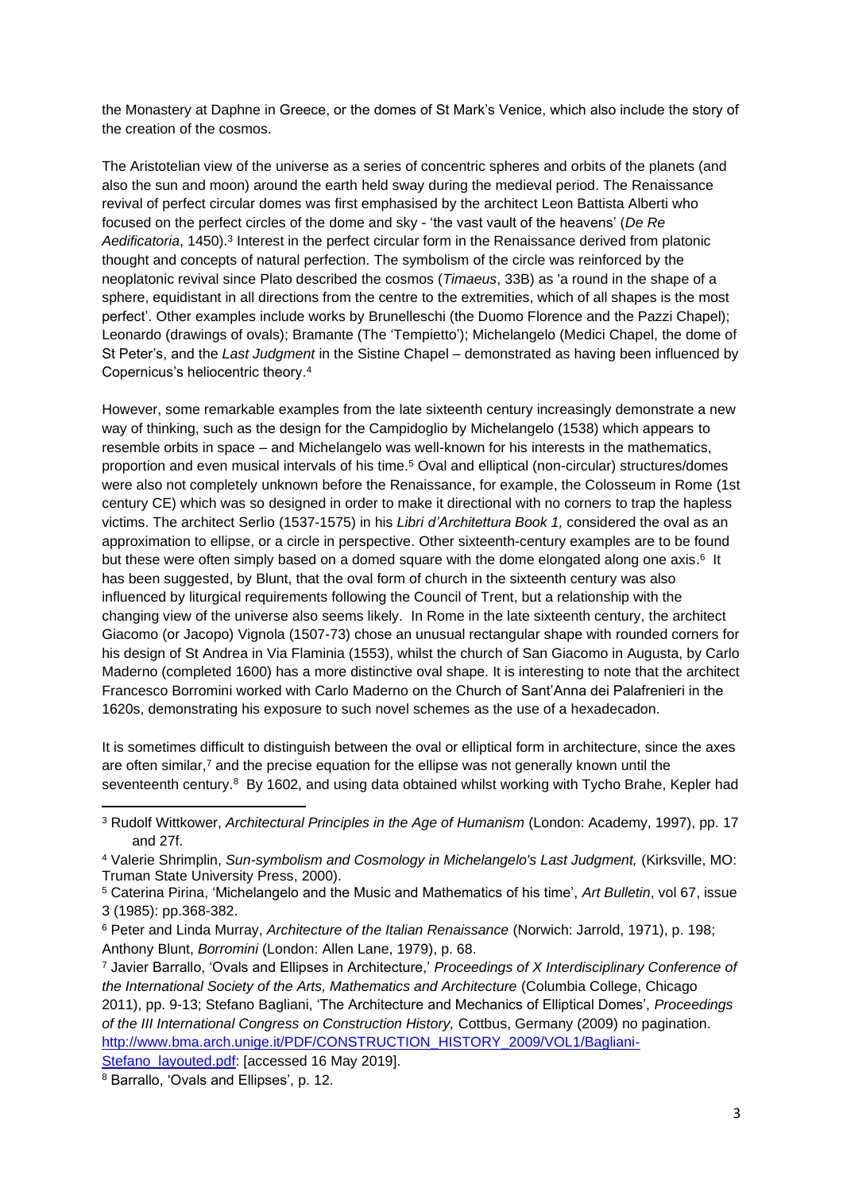the Monastery at Daphne in Greece, or the domes of St Mark's Venice, which also include the story of the creation of the cosmos.

The Aristotelian view of the universe as a series of concentric spheres and orbits of the planets (and also the sun and moon) around the earth held sway during the medieval period. The Renaissance revival of perfect circular domes was first emphasised by the architect Leon Battista Alberti who focused on the perfect circles of the dome and sky - 'the vast vault of the heavens' (*De Re Aedificatoria*, 1450).[3] Interest in the perfect circular form in the Renaissance derived from platonic thought and concepts of natural perfection. The symbolism of the circle was reinforced by the neoplatonic revival since Plato described the cosmos (*Timaeus*, 33B) as 'a round in the shape of a sphere, equidistant in all directions from the centre to the extremities, which of all shapes is the most perfect'. Other examples include works by Brunelleschi (the Duomo Florence and the Pazzi Chapel); Leonardo (drawings of ovals); Bramante (The 'Tempietto'); Michelangelo (Medici Chapel, the dome of St Peter's, and the *Last Judgment* in the Sistine Chapel – demonstrated as having been influenced by Copernicus's heliocentric theory.[4]

However, some remarkable examples from the late sixteenth century increasingly demonstrate a new way of thinking, such as the design for the Campidoglio by Michelangelo (1538) which appears to resemble orbits in space – and Michelangelo was well-known for his interests in the mathematics, proportion and even musical intervals of his time.[5] Oval and elliptical (non-circular) structures/domes were also not completely unknown before the Renaissance, for example, the Colosseum in Rome (1st century CE) which was so designed in order to make it directional with no corners to trap the hapless victims. The architect Serlio (1537-1575) in his *Libri d'Architettura Book 1,* considered the oval as an approximation to ellipse, or a circle in perspective. Other sixteenth-century examples are to be found but these were often simply based on a domed square with the dome elongated along one axis.[6] It has been suggested, by Blunt, that the oval form of church in the sixteenth century was also influenced by liturgical requirements following the Council of Trent, but a relationship with the changing view of the universe also seems likely. In Rome in the late sixteenth century, the architect Giacomo (or Jacopo) Vignola (1507-73) chose an unusual rectangular shape with rounded corners for his design of St Andrea in Via Flaminia (1553), whilst the church of San Giacomo in Augusta, by Carlo Maderno (completed 1600) has a more distinctive oval shape. It is interesting to note that the architect Francesco Borromini worked with Carlo Maderno on the Church of Sant'Anna dei Palafrenieri in the 1620s, demonstrating his exposure to such novel schemes as the use of a hexadecadon.

It is sometimes difficult to distinguish between the oval or elliptical form in architecture, since the axes are often similar,[7] and the precise equation for the ellipse was not generally known until the seventeenth century.[8] By 1602, and using data obtained whilst working with Tycho Brahe, Kepler had

---

[3] Rudolf Wittkower, *Architectural Principles in the Age of Humanism* (London: Academy, 1997), pp. 17 and 27f.

[4] Valerie Shrimplin, *Sun-symbolism and Cosmology in Michelangelo's Last Judgment,* (Kirksville, MO: Truman State University Press, 2000).

[5] Caterina Pirina, 'Michelangelo and the Music and Mathematics of his time', *Art Bulletin*, vol 67, issue 3 (1985): pp.368-382.

[6] Peter and Linda Murray, *Architecture of the Italian Renaissance* (Norwich: Jarrold, 1971), p. 198; Anthony Blunt, *Borromini* (London: Allen Lane, 1979), p. 68.

[7] Javier Barrallo, 'Ovals and Ellipses in Architecture,' *Proceedings of X Interdisciplinary Conference of the International Society of the Arts, Mathematics and Architecture* (Columbia College, Chicago 2011), pp. 9-13; Stefano Bagliani, 'The Architecture and Mechanics of Elliptical Domes', *Proceedings of the III International Congress on Construction History,* Cottbus, Germany (2009) no pagination. http://www.bma.arch.unige.it/PDF/CONSTRUCTION_HISTORY_2009/VOL1/Bagliani-Stefano_layouted.pdf: [accessed 16 May 2019].

[8] Barrallo, 'Ovals and Ellipses', p. 12.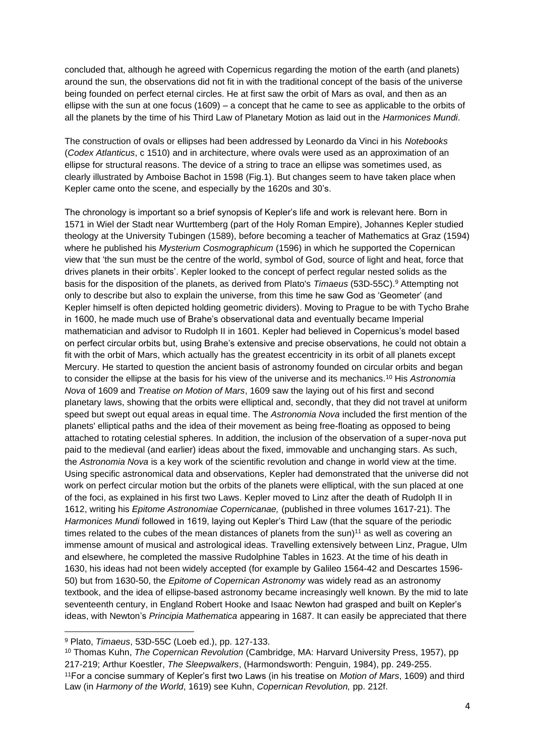concluded that, although he agreed with Copernicus regarding the motion of the earth (and planets) around the sun, the observations did not fit in with the traditional concept of the basis of the universe being founded on perfect eternal circles. He at first saw the orbit of Mars as oval, and then as an ellipse with the sun at one focus (1609) – a concept that he came to see as applicable to the orbits of all the planets by the time of his Third Law of Planetary Motion as laid out in the *Harmonices Mundi*.

The construction of ovals or ellipses had been addressed by Leonardo da Vinci in his *Notebooks* (*Codex Atlanticus*, c 1510) and in architecture, where ovals were used as an approximation of an ellipse for structural reasons. The device of a string to trace an ellipse was sometimes used, as clearly illustrated by Amboise Bachot in 1598 (Fig.1). But changes seem to have taken place when Kepler came onto the scene, and especially by the 1620s and 30's.

The chronology is important so a brief synopsis of Kepler's life and work is relevant here. Born in 1571 in Wiel der Stadt near Wurttemberg (part of the Holy Roman Empire), Johannes Kepler studied theology at the University Tubingen (1589), before becoming a teacher of Mathematics at Graz (1594) where he published his *Mysterium Cosmographicum* (1596) in which he supported the Copernican view that 'the sun must be the centre of the world, symbol of God, source of light and heat, force that drives planets in their orbits'. Kepler looked to the concept of perfect regular nested solids as the basis for the disposition of the planets, as derived from Plato's *Timaeus* (53D-55C).[9] Attempting not only to describe but also to explain the universe, from this time he saw God as 'Geometer' (and Kepler himself is often depicted holding geometric dividers). Moving to Prague to be with Tycho Brahe in 1600, he made much use of Brahe's observational data and eventually became Imperial mathematician and advisor to Rudolph II in 1601. Kepler had believed in Copernicus's model based on perfect circular orbits but, using Brahe's extensive and precise observations, he could not obtain a fit with the orbit of Mars, which actually has the greatest eccentricity in its orbit of all planets except Mercury. He started to question the ancient basis of astronomy founded on circular orbits and began to consider the ellipse at the basis for his view of the universe and its mechanics.[10] His *Astronomia Nova* of 1609 and *Treatise on Motion of Mars*, 1609 saw the laying out of his first and second planetary laws, showing that the orbits were elliptical and, secondly, that they did not travel at uniform speed but swept out equal areas in equal time. The *Astronomia Nova* included the first mention of the planets' elliptical paths and the idea of their movement as being free-floating as opposed to being attached to rotating celestial spheres. In addition, the inclusion of the observation of a super-nova put paid to the medieval (and earlier) ideas about the fixed, immovable and unchanging stars. As such, the *Astronomia Nova* is a key work of the scientific revolution and change in world view at the time. Using specific astronomical data and observations, Kepler had demonstrated that the universe did not work on perfect circular motion but the orbits of the planets were elliptical, with the sun placed at one of the foci, as explained in his first two Laws. Kepler moved to Linz after the death of Rudolph II in 1612, writing his *Epitome Astronomiae Copernicanae,* (published in three volumes 1617-21). The *Harmonices Mundi* followed in 1619, laying out Kepler's Third Law (that the square of the periodic times related to the cubes of the mean distances of planets from the sun)[11] as well as covering an immense amount of musical and astrological ideas. Travelling extensively between Linz, Prague, Ulm and elsewhere, he completed the massive Rudolphine Tables in 1623. At the time of his death in 1630, his ideas had not been widely accepted (for example by Galileo 1564-42 and Descartes 1596-50) but from 1630-50, the *Epitome of Copernican Astronomy* was widely read as an astronomy textbook, and the idea of ellipse-based astronomy became increasingly well known. By the mid to late seventeenth century, in England Robert Hooke and Isaac Newton had grasped and built on Kepler's ideas, with Newton's *Principia Mathematica* appearing in 1687. It can easily be appreciated that there

---

[9] Plato, *Timaeus*, 53D-55C (Loeb ed.), pp. 127-133.

[10] Thomas Kuhn, *The Copernican Revolution* (Cambridge, MA: Harvard University Press, 1957), pp 217-219; Arthur Koestler, *The Sleepwalkers*, (Harmondsworth: Penguin, 1984), pp. 249-255.

[11] For a concise summary of Kepler's first two Laws (in his treatise on *Motion of Mars*, 1609) and third Law (in *Harmony of the World*, 1619) see Kuhn, *Copernican Revolution,* pp. 212f.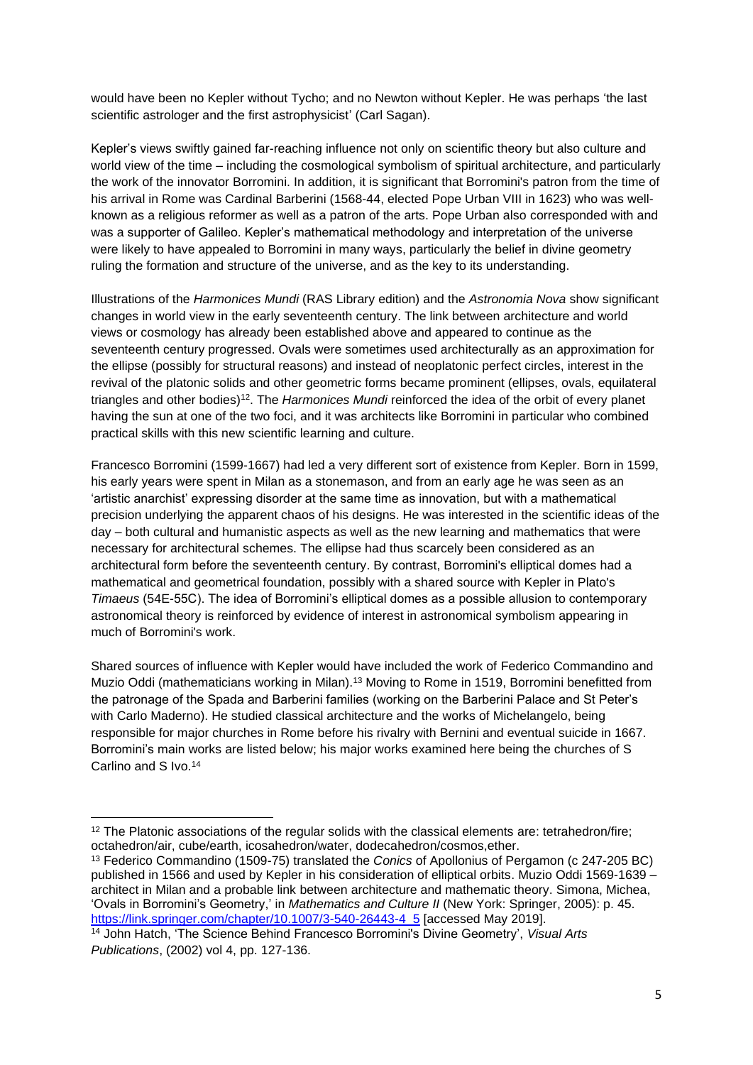would have been no Kepler without Tycho; and no Newton without Kepler. He was perhaps 'the last scientific astrologer and the first astrophysicist' (Carl Sagan).

Kepler's views swiftly gained far-reaching influence not only on scientific theory but also culture and world view of the time – including the cosmological symbolism of spiritual architecture, and particularly the work of the innovator Borromini. In addition, it is significant that Borromini's patron from the time of his arrival in Rome was Cardinal Barberini (1568-44, elected Pope Urban VIII in 1623) who was well-known as a religious reformer as well as a patron of the arts. Pope Urban also corresponded with and was a supporter of Galileo. Kepler's mathematical methodology and interpretation of the universe were likely to have appealed to Borromini in many ways, particularly the belief in divine geometry ruling the formation and structure of the universe, and as the key to its understanding.

Illustrations of the *Harmonices Mundi* (RAS Library edition) and the *Astronomia Nova* show significant changes in world view in the early seventeenth century. The link between architecture and world views or cosmology has already been established above and appeared to continue as the seventeenth century progressed. Ovals were sometimes used architecturally as an approximation for the ellipse (possibly for structural reasons) and instead of neoplatonic perfect circles, interest in the revival of the platonic solids and other geometric forms became prominent (ellipses, ovals, equilateral triangles and other bodies)[12]. The *Harmonices Mundi* reinforced the idea of the orbit of every planet having the sun at one of the two foci, and it was architects like Borromini in particular who combined practical skills with this new scientific learning and culture.

Francesco Borromini (1599-1667) had led a very different sort of existence from Kepler. Born in 1599, his early years were spent in Milan as a stonemason, and from an early age he was seen as an 'artistic anarchist' expressing disorder at the same time as innovation, but with a mathematical precision underlying the apparent chaos of his designs. He was interested in the scientific ideas of the day – both cultural and humanistic aspects as well as the new learning and mathematics that were necessary for architectural schemes. The ellipse had thus scarcely been considered as an architectural form before the seventeenth century. By contrast, Borromini's elliptical domes had a mathematical and geometrical foundation, possibly with a shared source with Kepler in Plato's *Timaeus* (54E-55C). The idea of Borromini's elliptical domes as a possible allusion to contemporary astronomical theory is reinforced by evidence of interest in astronomical symbolism appearing in much of Borromini's work.

Shared sources of influence with Kepler would have included the work of Federico Commandino and Muzio Oddi (mathematicians working in Milan).[13] Moving to Rome in 1519, Borromini benefitted from the patronage of the Spada and Barberini families (working on the Barberini Palace and St Peter's with Carlo Maderno). He studied classical architecture and the works of Michelangelo, being responsible for major churches in Rome before his rivalry with Bernini and eventual suicide in 1667. Borromini's main works are listed below; his major works examined here being the churches of S Carlino and S Ivo.[14]

---

[12] The Platonic associations of the regular solids with the classical elements are: tetrahedron/fire; octahedron/air, cube/earth, icosahedron/water, dodecahedron/cosmos,ether.

[13] Federico Commandino (1509-75) translated the *Conics* of Apollonius of Pergamon (c 247-205 BC) published in 1566 and used by Kepler in his consideration of elliptical orbits. Muzio Oddi 1569-1639 – architect in Milan and a probable link between architecture and mathematic theory. Simona, Michea, 'Ovals in Borromini's Geometry,' in *Mathematics and Culture II* (New York: Springer, 2005): p. 45. https://link.springer.com/chapter/10.1007/3-540-26443-4_5 [accessed May 2019].

[14] John Hatch, 'The Science Behind Francesco Borromini's Divine Geometry', *Visual Arts Publications*, (2002) vol 4, pp. 127-136.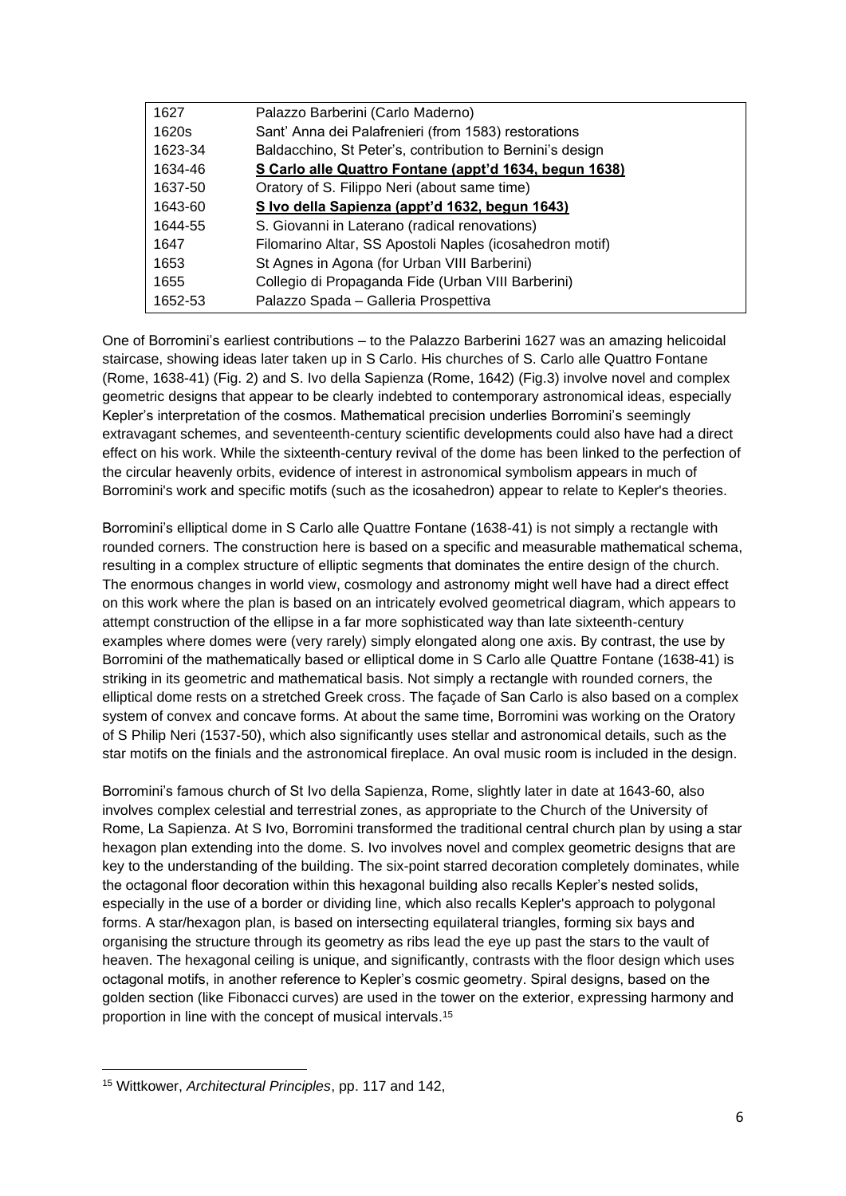| 1627 | Palazzo Barberini (Carlo Maderno) |
|---|---|
| 1620s | Sant' Anna dei Palafrenieri (from 1583) restorations |
| 1623-34 | Baldacchino, St Peter's, contribution to Bernini's design |
| 1634-46 | **S Carlo alle Quattro Fontane (appt'd 1634, begun 1638)** |
| 1637-50 | Oratory of S. Filippo Neri (about same time) |
| 1643-60 | **S Ivo della Sapienza (appt'd 1632, begun 1643)** |
| 1644-55 | S. Giovanni in Laterano (radical renovations) |
| 1647 | Filomarino Altar, SS Apostoli Naples (icosahedron motif) |
| 1653 | St Agnes in Agona (for Urban VIII Barberini) |
| 1655 | Collegio di Propaganda Fide (Urban VIII Barberini) |
| 1652-53 | Palazzo Spada – Galleria Prospettiva |

One of Borromini's earliest contributions – to the Palazzo Barberini 1627 was an amazing helicoidal staircase, showing ideas later taken up in S Carlo. His churches of S. Carlo alle Quattro Fontane (Rome, 1638-41) (Fig. 2) and S. Ivo della Sapienza (Rome, 1642) (Fig.3) involve novel and complex geometric designs that appear to be clearly indebted to contemporary astronomical ideas, especially Kepler's interpretation of the cosmos. Mathematical precision underlies Borromini's seemingly extravagant schemes, and seventeenth-century scientific developments could also have had a direct effect on his work. While the sixteenth-century revival of the dome has been linked to the perfection of the circular heavenly orbits, evidence of interest in astronomical symbolism appears in much of Borromini's work and specific motifs (such as the icosahedron) appear to relate to Kepler's theories.

Borromini's elliptical dome in S Carlo alle Quattro Fontane (1638-41) is not simply a rectangle with rounded corners. The construction here is based on a specific and measurable mathematical schema, resulting in a complex structure of elliptic segments that dominates the entire design of the church. The enormous changes in world view, cosmology and astronomy might well have had a direct effect on this work where the plan is based on an intricately evolved geometrical diagram, which appears to attempt construction of the ellipse in a far more sophisticated way than late sixteenth-century examples where domes were (very rarely) simply elongated along one axis. By contrast, the use by Borromini of the mathematically based or elliptical dome in S Carlo alle Quattro Fontane (1638-41) is striking in its geometric and mathematical basis. Not simply a rectangle with rounded corners, the elliptical dome rests on a stretched Greek cross. The façade of San Carlo is also based on a complex system of convex and concave forms. At about the same time, Borromini was working on the Oratory of S Philip Neri (1537-50), which also significantly uses stellar and astronomical details, such as the star motifs on the finials and the astronomical fireplace. An oval music room is included in the design.

Borromini's famous church of St Ivo della Sapienza, Rome, slightly later in date at 1643-60, also involves complex celestial and terrestrial zones, as appropriate to the Church of the University of Rome, La Sapienza. At S Ivo, Borromini transformed the traditional central church plan by using a star hexagon plan extending into the dome. S. Ivo involves novel and complex geometric designs that are key to the understanding of the building. The six-point starred decoration completely dominates, while the octagonal floor decoration within this hexagonal building also recalls Kepler's nested solids, especially in the use of a border or dividing line, which also recalls Kepler's approach to polygonal forms. A star/hexagon plan, is based on intersecting equilateral triangles, forming six bays and organising the structure through its geometry as ribs lead the eye up past the stars to the vault of heaven. The hexagonal ceiling is unique, and significantly, contrasts with the floor design which uses octagonal motifs, in another reference to Kepler's cosmic geometry. Spiral designs, based on the golden section (like Fibonacci curves) are used in the tower on the exterior, expressing harmony and proportion in line with the concept of musical intervals.[15]

---

[15] Wittkower, *Architectural Principles*, pp. 117 and 142,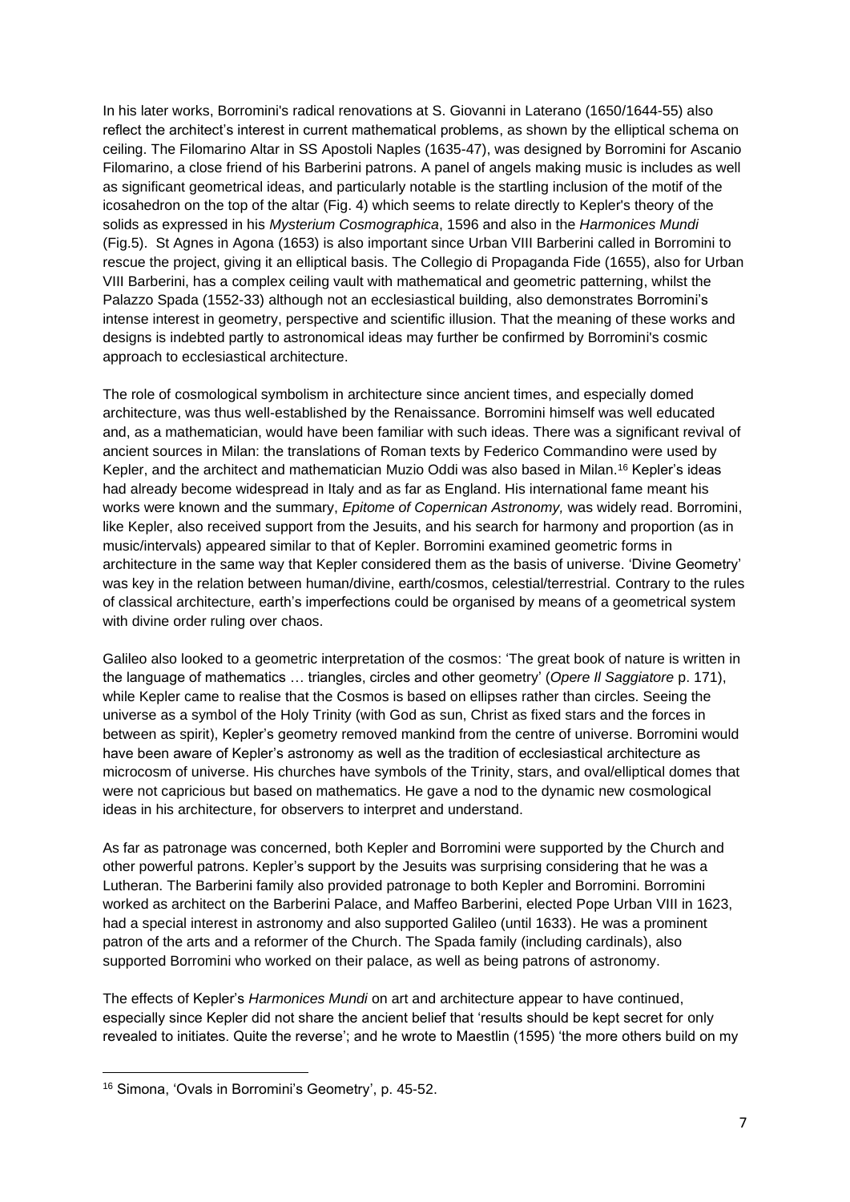In his later works, Borromini's radical renovations at S. Giovanni in Laterano (1650/1644-55) also reflect the architect's interest in current mathematical problems, as shown by the elliptical schema on ceiling. The Filomarino Altar in SS Apostoli Naples (1635-47), was designed by Borromini for Ascanio Filomarino, a close friend of his Barberini patrons. A panel of angels making music is includes as well as significant geometrical ideas, and particularly notable is the startling inclusion of the motif of the icosahedron on the top of the altar (Fig. 4) which seems to relate directly to Kepler's theory of the solids as expressed in his *Mysterium Cosmographica*, 1596 and also in the *Harmonices Mundi* (Fig.5). St Agnes in Agona (1653) is also important since Urban VIII Barberini called in Borromini to rescue the project, giving it an elliptical basis. The Collegio di Propaganda Fide (1655), also for Urban VIII Barberini, has a complex ceiling vault with mathematical and geometric patterning, whilst the Palazzo Spada (1552-33) although not an ecclesiastical building, also demonstrates Borromini's intense interest in geometry, perspective and scientific illusion. That the meaning of these works and designs is indebted partly to astronomical ideas may further be confirmed by Borromini's cosmic approach to ecclesiastical architecture.

The role of cosmological symbolism in architecture since ancient times, and especially domed architecture, was thus well-established by the Renaissance. Borromini himself was well educated and, as a mathematician, would have been familiar with such ideas. There was a significant revival of ancient sources in Milan: the translations of Roman texts by Federico Commandino were used by Kepler, and the architect and mathematician Muzio Oddi was also based in Milan.[16] Kepler's ideas had already become widespread in Italy and as far as England. His international fame meant his works were known and the summary, *Epitome of Copernican Astronomy,* was widely read. Borromini, like Kepler, also received support from the Jesuits, and his search for harmony and proportion (as in music/intervals) appeared similar to that of Kepler. Borromini examined geometric forms in architecture in the same way that Kepler considered them as the basis of universe. 'Divine Geometry' was key in the relation between human/divine, earth/cosmos, celestial/terrestrial. Contrary to the rules of classical architecture, earth's imperfections could be organised by means of a geometrical system with divine order ruling over chaos.

Galileo also looked to a geometric interpretation of the cosmos: 'The great book of nature is written in the language of mathematics … triangles, circles and other geometry' (*Opere Il Saggiatore* p. 171), while Kepler came to realise that the Cosmos is based on ellipses rather than circles. Seeing the universe as a symbol of the Holy Trinity (with God as sun, Christ as fixed stars and the forces in between as spirit), Kepler's geometry removed mankind from the centre of universe. Borromini would have been aware of Kepler's astronomy as well as the tradition of ecclesiastical architecture as microcosm of universe. His churches have symbols of the Trinity, stars, and oval/elliptical domes that were not capricious but based on mathematics. He gave a nod to the dynamic new cosmological ideas in his architecture, for observers to interpret and understand.

As far as patronage was concerned, both Kepler and Borromini were supported by the Church and other powerful patrons. Kepler's support by the Jesuits was surprising considering that he was a Lutheran. The Barberini family also provided patronage to both Kepler and Borromini. Borromini worked as architect on the Barberini Palace, and Maffeo Barberini, elected Pope Urban VIII in 1623, had a special interest in astronomy and also supported Galileo (until 1633). He was a prominent patron of the arts and a reformer of the Church. The Spada family (including cardinals), also supported Borromini who worked on their palace, as well as being patrons of astronomy.

The effects of Kepler's *Harmonices Mundi* on art and architecture appear to have continued, especially since Kepler did not share the ancient belief that 'results should be kept secret for only revealed to initiates. Quite the reverse'; and he wrote to Maestlin (1595) 'the more others build on my

[16] Simona, 'Ovals in Borromini's Geometry', p. 45-52.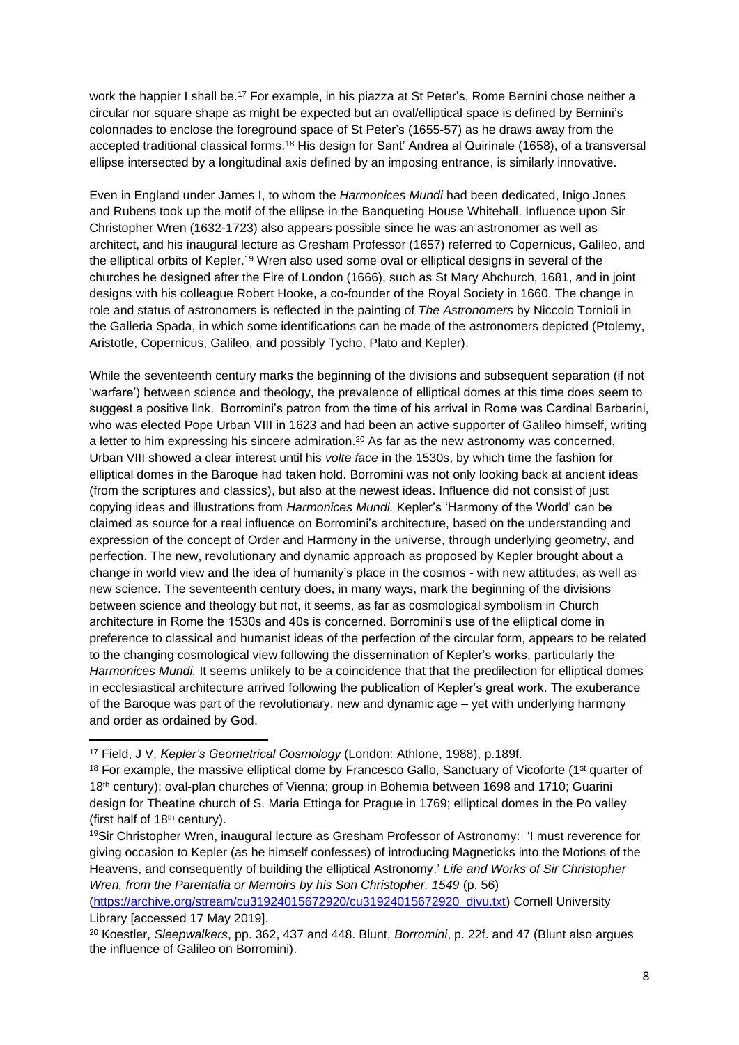work the happier I shall be.[17] For example, in his piazza at St Peter's, Rome Bernini chose neither a circular nor square shape as might be expected but an oval/elliptical space is defined by Bernini's colonnades to enclose the foreground space of St Peter's (1655-57) as he draws away from the accepted traditional classical forms.[18] His design for Sant' Andrea al Quirinale (1658), of a transversal ellipse intersected by a longitudinal axis defined by an imposing entrance, is similarly innovative.

Even in England under James I, to whom the *Harmonices Mundi* had been dedicated, Inigo Jones and Rubens took up the motif of the ellipse in the Banqueting House Whitehall. Influence upon Sir Christopher Wren (1632-1723) also appears possible since he was an astronomer as well as architect, and his inaugural lecture as Gresham Professor (1657) referred to Copernicus, Galileo, and the elliptical orbits of Kepler.[19] Wren also used some oval or elliptical designs in several of the churches he designed after the Fire of London (1666), such as St Mary Abchurch, 1681, and in joint designs with his colleague Robert Hooke, a co-founder of the Royal Society in 1660. The change in role and status of astronomers is reflected in the painting of *The Astronomers* by Niccolo Tornioli in the Galleria Spada, in which some identifications can be made of the astronomers depicted (Ptolemy, Aristotle, Copernicus, Galileo, and possibly Tycho, Plato and Kepler).

While the seventeenth century marks the beginning of the divisions and subsequent separation (if not 'warfare') between science and theology, the prevalence of elliptical domes at this time does seem to suggest a positive link. Borromini's patron from the time of his arrival in Rome was Cardinal Barberini, who was elected Pope Urban VIII in 1623 and had been an active supporter of Galileo himself, writing a letter to him expressing his sincere admiration.[20] As far as the new astronomy was concerned, Urban VIII showed a clear interest until his *volte face* in the 1530s, by which time the fashion for elliptical domes in the Baroque had taken hold. Borromini was not only looking back at ancient ideas (from the scriptures and classics), but also at the newest ideas. Influence did not consist of just copying ideas and illustrations from *Harmonices Mundi.* Kepler's 'Harmony of the World' can be claimed as source for a real influence on Borromini's architecture, based on the understanding and expression of the concept of Order and Harmony in the universe, through underlying geometry, and perfection. The new, revolutionary and dynamic approach as proposed by Kepler brought about a change in world view and the idea of humanity's place in the cosmos - with new attitudes, as well as new science. The seventeenth century does, in many ways, mark the beginning of the divisions between science and theology but not, it seems, as far as cosmological symbolism in Church architecture in Rome the 1530s and 40s is concerned. Borromini's use of the elliptical dome in preference to classical and humanist ideas of the perfection of the circular form, appears to be related to the changing cosmological view following the dissemination of Kepler's works, particularly the *Harmonices Mundi.* It seems unlikely to be a coincidence that that the predilection for elliptical domes in ecclesiastical architecture arrived following the publication of Kepler's great work. The exuberance of the Baroque was part of the revolutionary, new and dynamic age – yet with underlying harmony and order as ordained by God.

---

[17] Field, J V, *Kepler's Geometrical Cosmology* (London: Athlone, 1988), p.189f.

[18] For example, the massive elliptical dome by Francesco Gallo, Sanctuary of Vicoforte (1st quarter of 18th century); oval-plan churches of Vienna; group in Bohemia between 1698 and 1710; Guarini design for Theatine church of S. Maria Ettinga for Prague in 1769; elliptical domes in the Po valley (first half of 18th century).

[19] Sir Christopher Wren, inaugural lecture as Gresham Professor of Astronomy: 'I must reverence for giving occasion to Kepler (as he himself confesses) of introducing Magneticks into the Motions of the Heavens, and consequently of building the elliptical Astronomy.' *Life and Works of Sir Christopher Wren, from the Parentalia or Memoirs by his Son Christopher, 1549* (p. 56) (https://archive.org/stream/cu31924015672920/cu31924015672920_djvu.txt) Cornell University Library [accessed 17 May 2019].

[20] Koestler, *Sleepwalkers*, pp. 362, 437 and 448. Blunt, *Borromini*, p. 22f. and 47 (Blunt also argues the influence of Galileo on Borromini).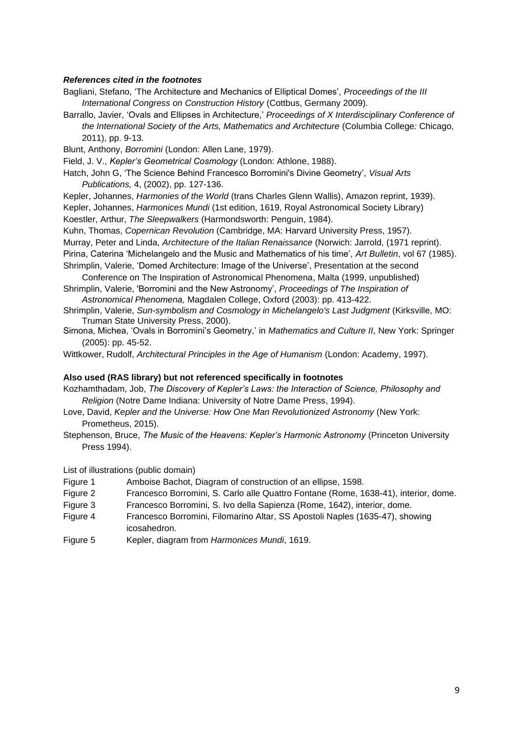### ***References cited in the footnotes***

Bagliani, Stefano, 'The Architecture and Mechanics of Elliptical Domes', *Proceedings of the III International Congress on Construction History* (Cottbus, Germany 2009).

Barrallo, Javier, 'Ovals and Ellipses in Architecture,' *Proceedings of X Interdisciplinary Conference of the International Society of the Arts, Mathematics and Architecture* (Columbia College*:* Chicago, 2011), pp. 9-13.

Blunt, Anthony, *Borromini* (London: Allen Lane, 1979).

Field, J. V., *Kepler's Geometrical Cosmology* (London: Athlone, 1988).

Hatch, John G, 'The Science Behind Francesco Borromini's Divine Geometry', *Visual Arts Publications,* 4, (2002), pp. 127-136.

Kepler, Johannes, *Harmonies of the World* (trans Charles Glenn Wallis), Amazon reprint, 1939).

Kepler, Johannes, *Harmonices Mundi* (1st edition, 1619, Royal Astronomical Society Library)

Koestler, Arthur, *The Sleepwalkers* (Harmondsworth: Penguin, 1984).

Kuhn, Thomas, *Copernican Revolution* (Cambridge, MA: Harvard University Press, 1957).

Murray, Peter and Linda, *Architecture of the Italian Renaissance* (Norwich: Jarrold, (1971 reprint).

Pirina, Caterina 'Michelangelo and the Music and Mathematics of his time', *Art Bulletin*, vol 67 (1985).

Shrimplin, Valerie, 'Domed Architecture: Image of the Universe', Presentation at the second Conference on The Inspiration of Astronomical Phenomena, Malta (1999, unpublished)

Shrimplin, Valerie, 'Borromini and the New Astronomy', *Proceedings of The Inspiration of Astronomical Phenomena,* Magdalen College, Oxford (2003): pp. 413-422.

Shrimplin, Valerie, *Sun-symbolism and Cosmology in Michelangelo's Last Judgment* (Kirksville, MO: Truman State University Press, 2000).

Simona, Michea, 'Ovals in Borromini's Geometry,' in *Mathematics and Culture II*, New York: Springer (2005): pp. 45-52.

Wittkower, Rudolf, *Architectural Principles in the Age of Humanism* (London: Academy, 1997).

**Also used (RAS library) but not referenced specifically in footnotes**

Kozhamthadam, Job, *The Discovery of Kepler's Laws: the Interaction of Science, Philosophy and Religion* (Notre Dame Indiana: University of Notre Dame Press, 1994).

Love, David, *Kepler and the Universe: How One Man Revolutionized Astronomy* (New York: Prometheus, 2015).

Stephenson, Bruce, *The Music of the Heavens: Kepler's Harmonic Astronomy* (Princeton University Press 1994).

List of illustrations (public domain)

Figure 1 Amboise Bachot, Diagram of construction of an ellipse, 1598.

Figure 2 Francesco Borromini, S. Carlo alle Quattro Fontane (Rome, 1638-41), interior, dome.

Figure 3 Francesco Borromini, S. Ivo della Sapienza (Rome, 1642), interior, dome.

Figure 4 Francesco Borromini, Filomarino Altar, SS Apostoli Naples (1635-47), showing icosahedron.

Figure 5 Kepler, diagram from *Harmonices Mundi*, 1619.